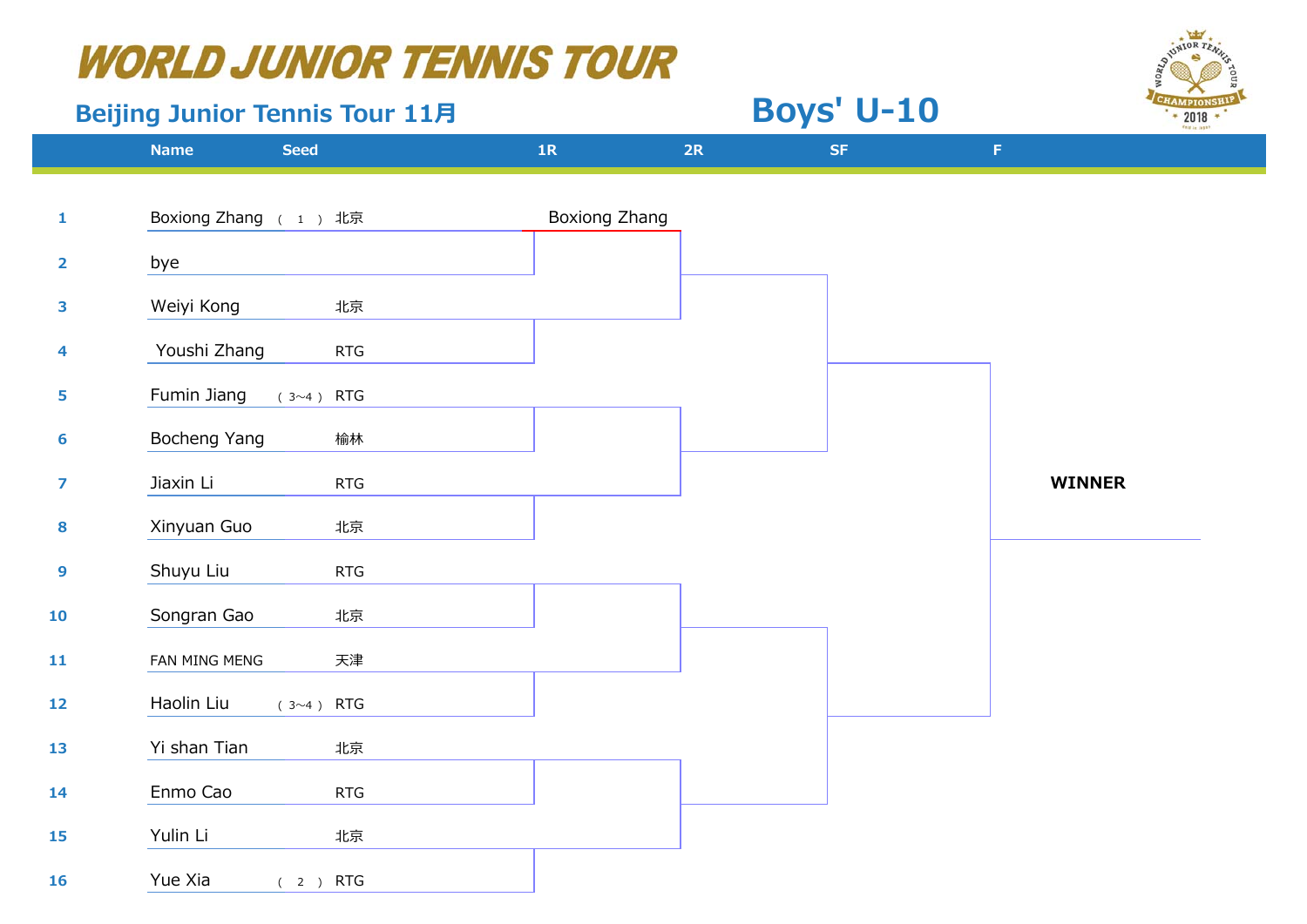# WORLD JUNIOR TENNIS TOUR

## Beijing Junior Tennis Tour 11月

## Boys' U-10

| # | Name | Seed | | 1R | 2R | SF | F |
|---|---|---|---|---|---|---|---|
| 1 | Boxiong Zhang | ( 1 ) | 北京 | Boxiong Zhang | | | |
| 2 | bye | | | | | | |
| 3 | Weiyi Kong | | 北京 | | | | |
| 4 | Youshi Zhang | | RTG | | | | |
| 5 | Fumin Jiang | ( 3~4 ) | RTG | | | | |
| 6 | Bocheng Yang | | 榆林 | | | | |
| 7 | Jiaxin Li | | RTG | | | | |
| 8 | Xinyuan Guo | | 北京 | | | | |
| 9 | Shuyu Liu | | RTG | | | | |
| 10 | Songran Gao | | 北京 | | | | |
| 11 | FAN MING MENG | | 天津 | | | | |
| 12 | Haolin Liu | ( 3~4 ) | RTG | | | | |
| 13 | Yi shan Tian | | 北京 | | | | |
| 14 | Enmo Cao | | RTG | | | | |
| 15 | Yulin Li | | 北京 | | | | |
| 16 | Yue Xia | ( 2 ) | RTG | | | | |

**WINNER**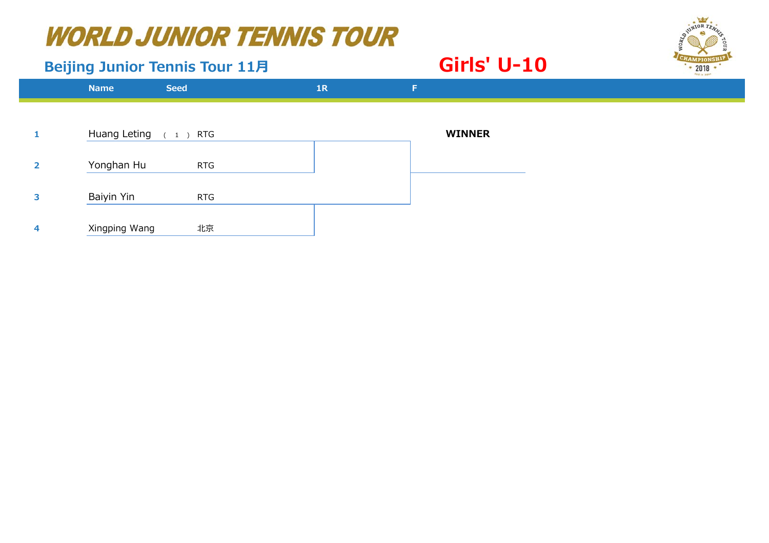# WORLD JUNIOR TENNIS TOUR

## Beijing Junior Tennis Tour 11月

## Girls' U-10

| | Name | Seed | | 1R | F |
|---|---|---|---|---|---|
| 1 | Huang Leting | ( 1 ) | RTG | | **WINNER** |
| 2 | Yonghan Hu | | RTG | | |
| 3 | Baiyin Yin | | RTG | | |
| 4 | Xingping Wang | | 北京 | | |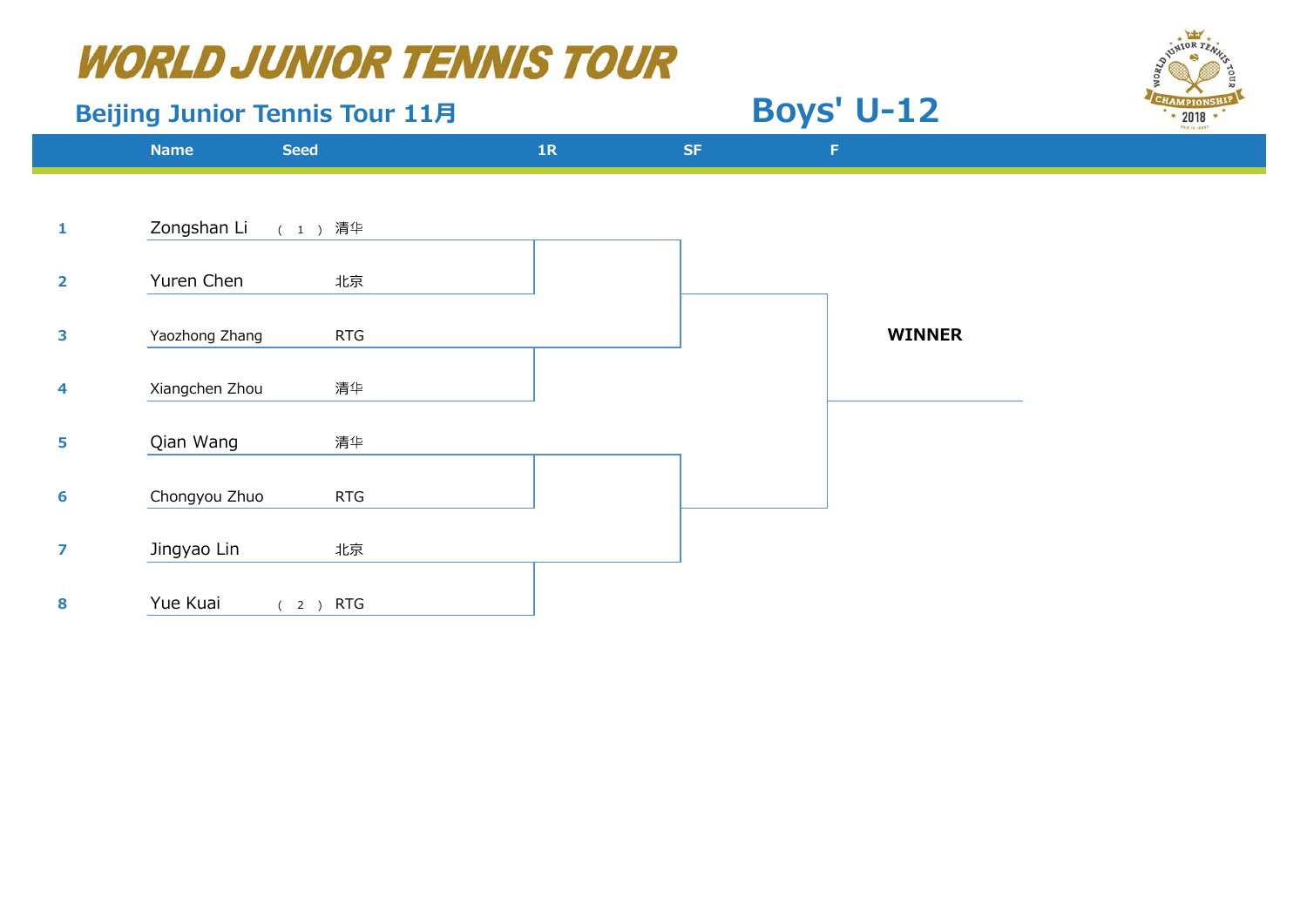# WORLD JUNIOR TENNIS TOUR

## Beijing Junior Tennis Tour 11月

## Boys' U-12

| # | Name | Seed | Club | 1R | SF | F |
|---|---|---|---|---|---|---|
| 1 | Zongshan Li | ( 1 ) | 清华 | | | |
| 2 | Yuren Chen | | 北京 | | | |
| 3 | Yaozhong Zhang | | RTG | | | |
| 4 | Xiangchen Zhou | | 清华 | | | |
| 5 | Qian Wang | | 清华 | | | |
| 6 | Chongyou Zhuo | | RTG | | | |
| 7 | Jingyao Lin | | 北京 | | | |
| 8 | Yue Kuai | ( 2 ) | RTG | | | |

**WINNER**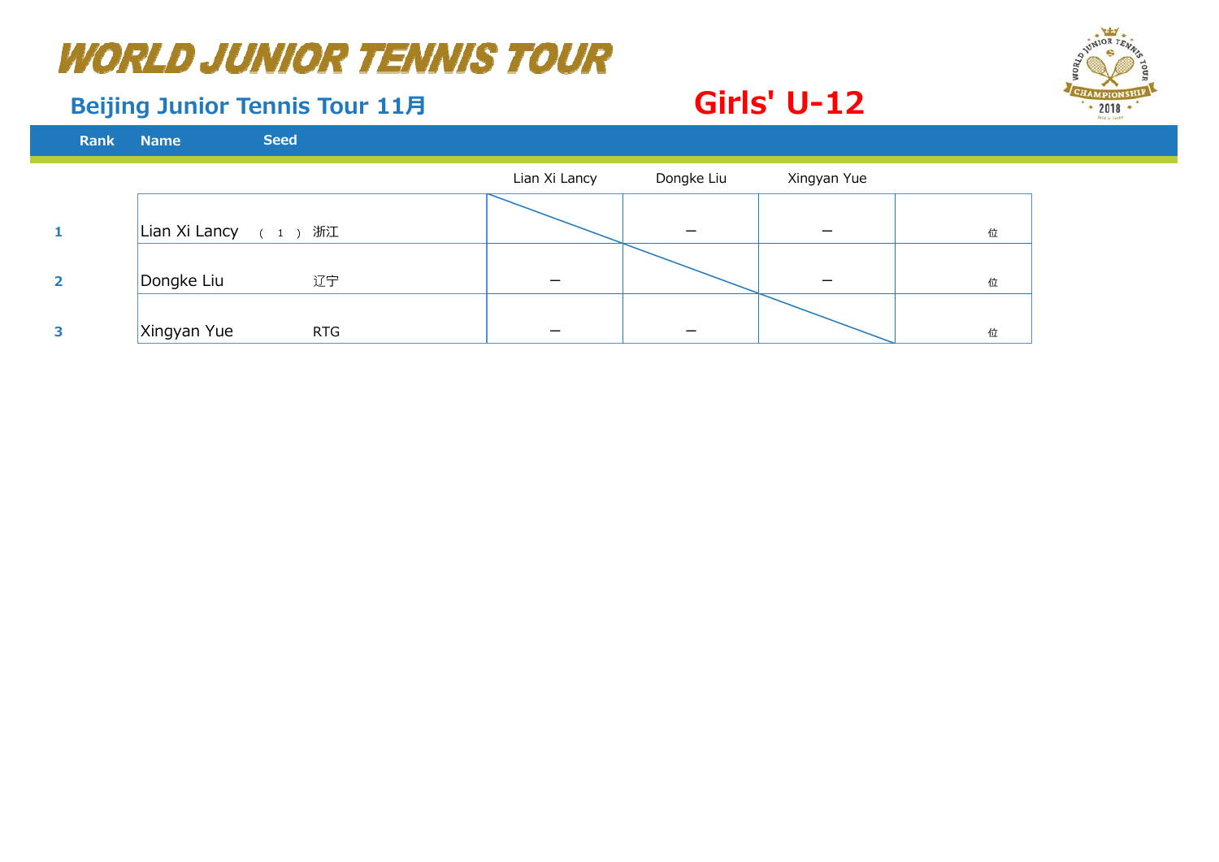# WORLD JUNIOR TENNIS TOUR

## Beijing Junior Tennis Tour 11月

## Girls' U-12

| Rank | Name | Seed | | Lian Xi Lancy | Dongke Liu | Xingyan Yue | |
|---|---|---|---|---|---|---|---|
| 1 | Lian Xi Lancy | （ 1 ） | 浙江 | | ー | ー | 位 |
| 2 | Dongke Liu | | 辽宁 | ー | | ー | 位 |
| 3 | Xingyan Yue | | RTG | ー | ー | | 位 |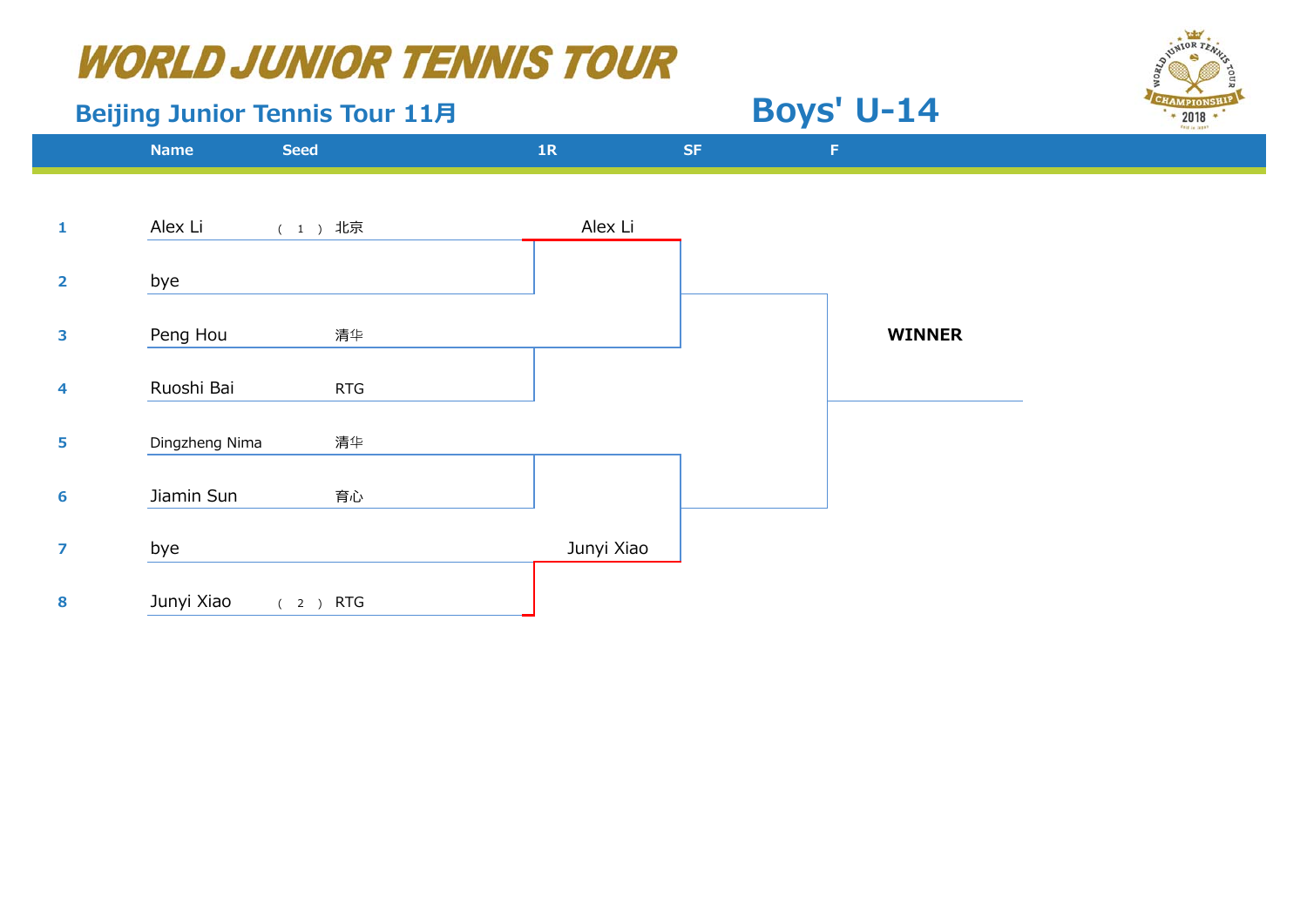# WORLD JUNIOR TENNIS TOUR

## Beijing Junior Tennis Tour 11月

## Boys' U-14

| | Name | Seed | | 1R | SF | F |
|---|---|---|---|---|---|---|
| 1 | Alex Li | ( 1 ) | 北京 | Alex Li | | |
| 2 | bye | | | | | |
| 3 | Peng Hou | | 清华 | | | |
| 4 | Ruoshi Bai | | RTG | | | |
| 5 | Dingzheng Nima | | 清华 | | | |
| 6 | Jiamin Sun | | 育心 | | | |
| 7 | bye | | | Junyi Xiao | | |
| 8 | Junyi Xiao | ( 2 ) | RTG | | | |

**WINNER**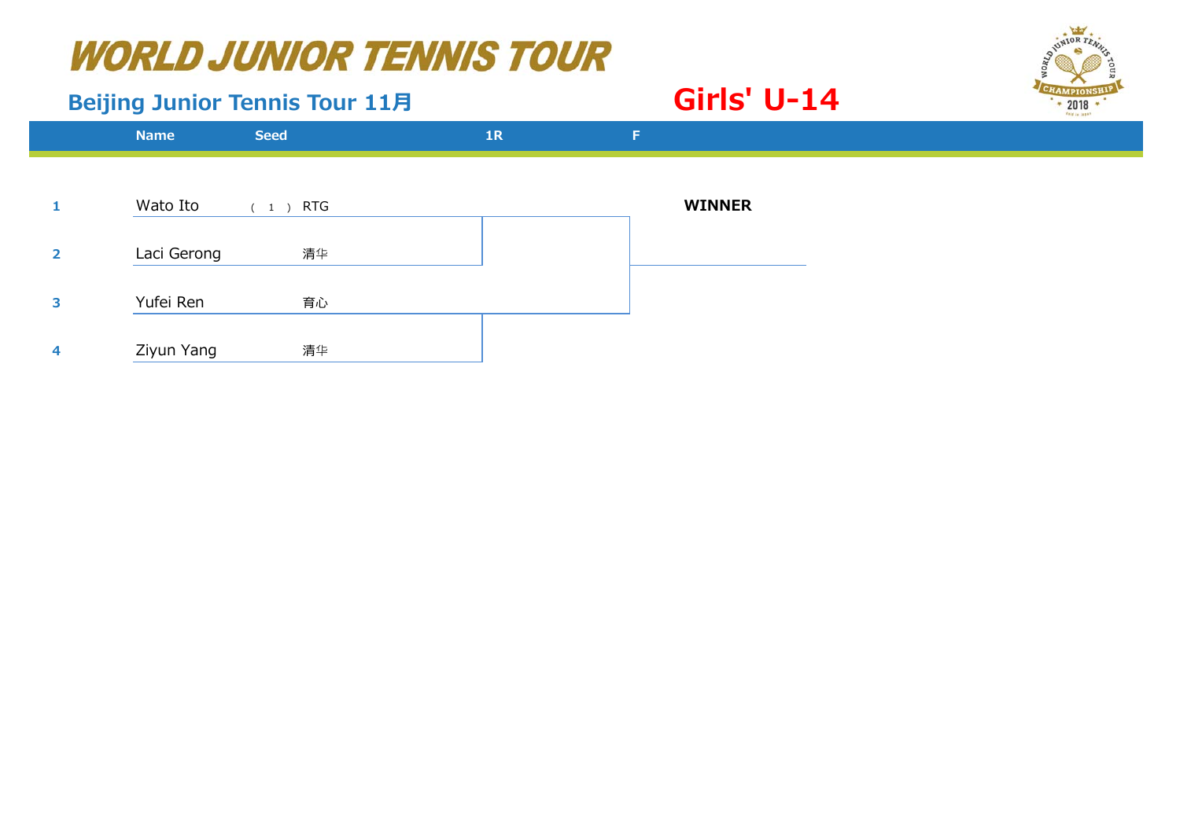# WORLD JUNIOR TENNIS TOUR

## Beijing Junior Tennis Tour 11月

## Girls' U-14

| | Name | Seed | | 1R | F |
|---|---|---|---|---|---|
| 1 | Wato Ito | ( 1 ) | RTG | | **WINNER** |
| 2 | Laci Gerong | | 清华 | | |
| 3 | Yufei Ren | | 育心 | | |
| 4 | Ziyun Yang | | 清华 | | |